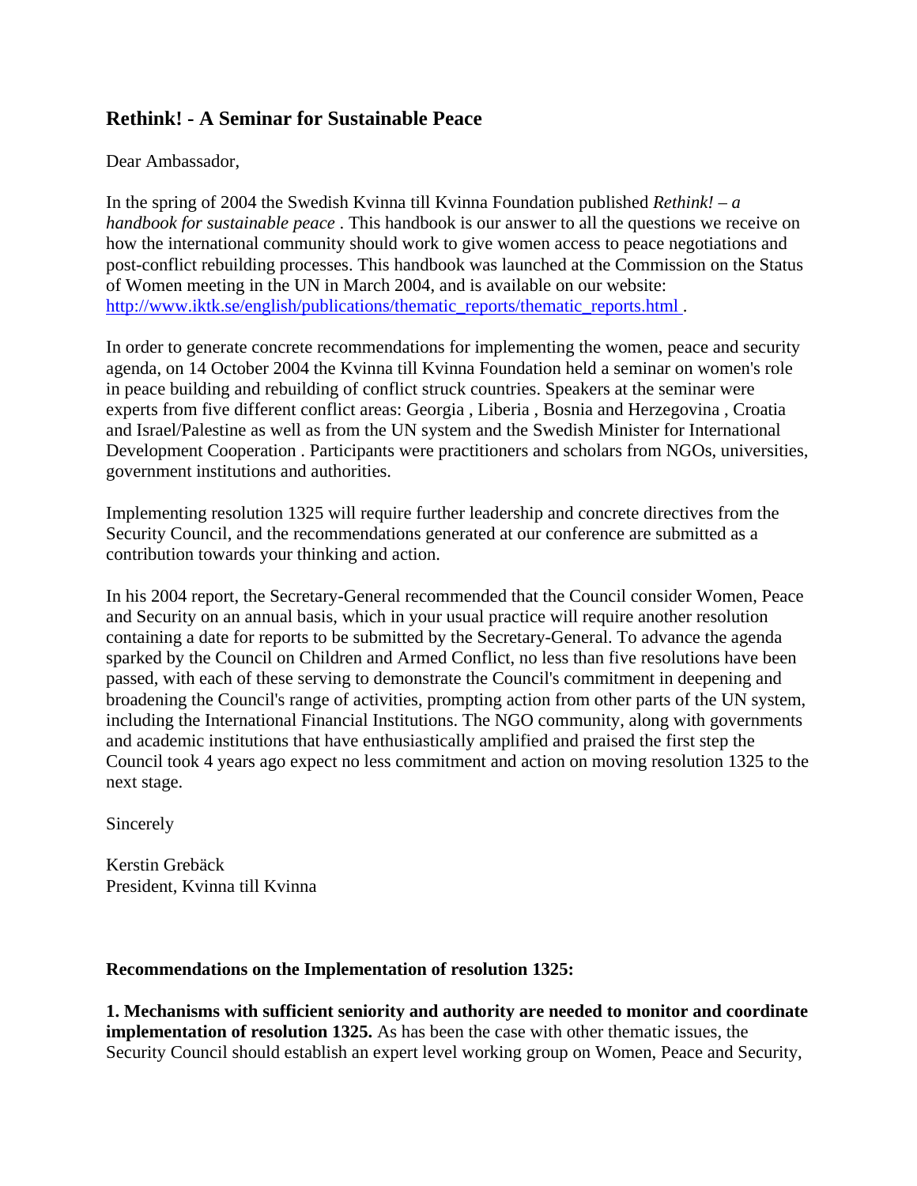## Rethink! - A Seminar for Sustainable Peace

Dear Ambassador,

In the spring of 2004 the Swedish Kvinna till Kvinna Foundation published *Rethink! – a handbook for sustainable peace* . This handbook is our answer to all the questions we receive on how the international community should work to give women access to peace negotiations and post-conflict rebuilding processes. This handbook was launched at the Commission on the Status of Women meeting in the UN in March 2004, and is available on our website: [http://www.iktk.se/english/publications/thematic_reports/thematic_reports.html](http://www.iktk.se/english/publications/thematic_reports/thematic_reports.html) .

In order to generate concrete recommendations for implementing the women, peace and security agenda, on 14 October 2004 the Kvinna till Kvinna Foundation held a seminar on women's role in peace building and rebuilding of conflict struck countries. Speakers at the seminar were experts from five different conflict areas: Georgia , Liberia , Bosnia and Herzegovina , Croatia and Israel/Palestine as well as from the UN system and the Swedish Minister for International Development Cooperation . Participants were practitioners and scholars from NGOs, universities, government institutions and authorities.

Implementing resolution 1325 will require further leadership and concrete directives from the Security Council, and the recommendations generated at our conference are submitted as a contribution towards your thinking and action.

In his 2004 report, the Secretary-General recommended that the Council consider Women, Peace and Security on an annual basis, which in your usual practice will require another resolution containing a date for reports to be submitted by the Secretary-General. To advance the agenda sparked by the Council on Children and Armed Conflict, no less than five resolutions have been passed, with each of these serving to demonstrate the Council's commitment in deepening and broadening the Council's range of activities, prompting action from other parts of the UN system, including the International Financial Institutions. The NGO community, along with governments and academic institutions that have enthusiastically amplified and praised the first step the Council took 4 years ago expect no less commitment and action on moving resolution 1325 to the next stage.

Sincerely

Kerstin Grebäck
President, Kvinna till Kvinna

**Recommendations on the Implementation of resolution 1325:**

**1. Mechanisms with sufficient seniority and authority are needed to monitor and coordinate implementation of resolution 1325.** As has been the case with other thematic issues, the Security Council should establish an expert level working group on Women, Peace and Security,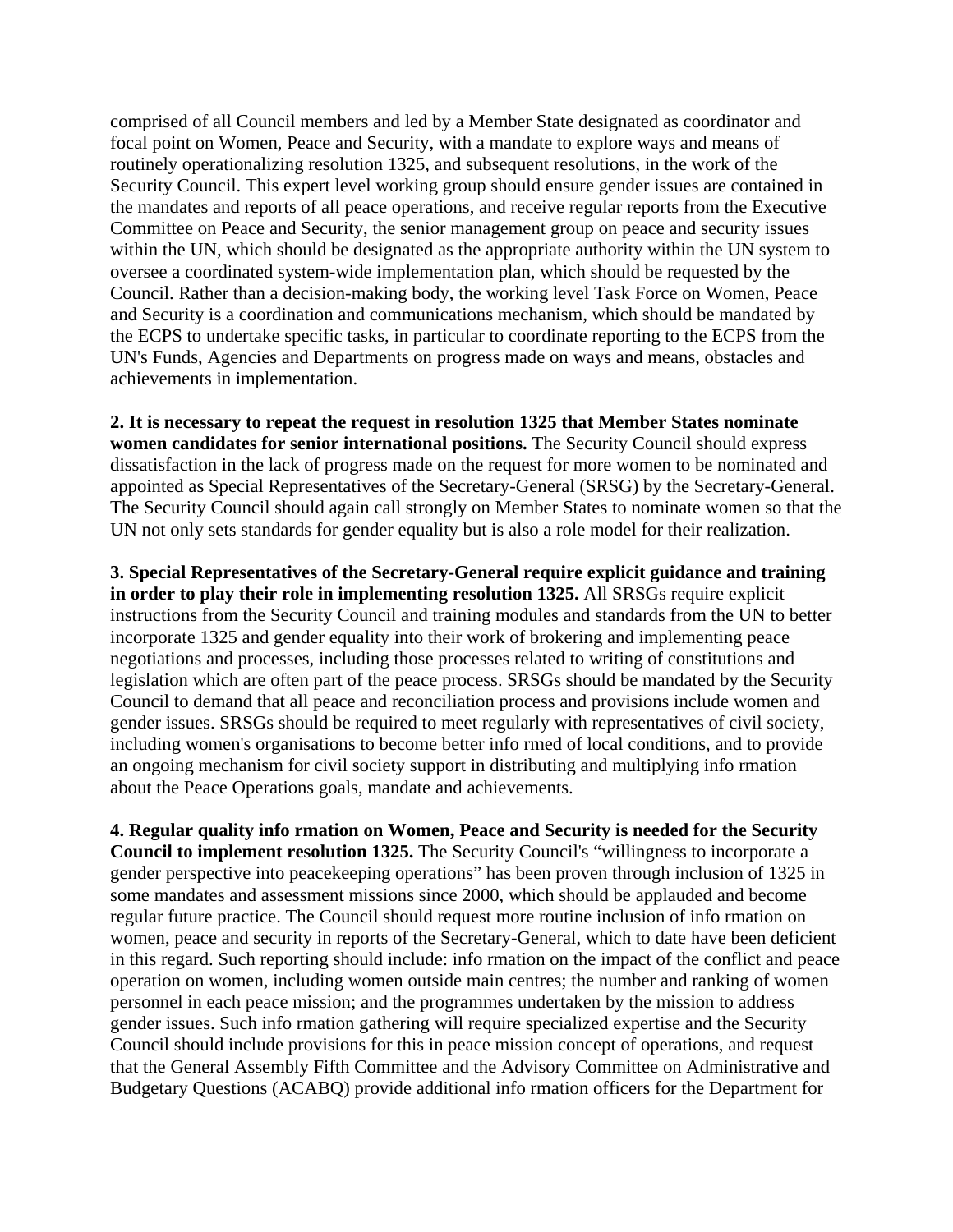comprised of all Council members and led by a Member State designated as coordinator and focal point on Women, Peace and Security, with a mandate to explore ways and means of routinely operationalizing resolution 1325, and subsequent resolutions, in the work of the Security Council. This expert level working group should ensure gender issues are contained in the mandates and reports of all peace operations, and receive regular reports from the Executive Committee on Peace and Security, the senior management group on peace and security issues within the UN, which should be designated as the appropriate authority within the UN system to oversee a coordinated system-wide implementation plan, which should be requested by the Council. Rather than a decision-making body, the working level Task Force on Women, Peace and Security is a coordination and communications mechanism, which should be mandated by the ECPS to undertake specific tasks, in particular to coordinate reporting to the ECPS from the UN's Funds, Agencies and Departments on progress made on ways and means, obstacles and achievements in implementation.

**2. It is necessary to repeat the request in resolution 1325 that Member States nominate women candidates for senior international positions.** The Security Council should express dissatisfaction in the lack of progress made on the request for more women to be nominated and appointed as Special Representatives of the Secretary-General (SRSG) by the Secretary-General. The Security Council should again call strongly on Member States to nominate women so that the UN not only sets standards for gender equality but is also a role model for their realization.

**3. Special Representatives of the Secretary-General require explicit guidance and training in order to play their role in implementing resolution 1325.** All SRSGs require explicit instructions from the Security Council and training modules and standards from the UN to better incorporate 1325 and gender equality into their work of brokering and implementing peace negotiations and processes, including those processes related to writing of constitutions and legislation which are often part of the peace process. SRSGs should be mandated by the Security Council to demand that all peace and reconciliation process and provisions include women and gender issues. SRSGs should be required to meet regularly with representatives of civil society, including women's organisations to become better info rmed of local conditions, and to provide an ongoing mechanism for civil society support in distributing and multiplying info rmation about the Peace Operations goals, mandate and achievements.

**4. Regular quality info rmation on Women, Peace and Security is needed for the Security Council to implement resolution 1325.** The Security Council's "willingness to incorporate a gender perspective into peacekeeping operations" has been proven through inclusion of 1325 in some mandates and assessment missions since 2000, which should be applauded and become regular future practice. The Council should request more routine inclusion of info rmation on women, peace and security in reports of the Secretary-General, which to date have been deficient in this regard. Such reporting should include: info rmation on the impact of the conflict and peace operation on women, including women outside main centres; the number and ranking of women personnel in each peace mission; and the programmes undertaken by the mission to address gender issues. Such info rmation gathering will require specialized expertise and the Security Council should include provisions for this in peace mission concept of operations, and request that the General Assembly Fifth Committee and the Advisory Committee on Administrative and Budgetary Questions (ACABQ) provide additional info rmation officers for the Department for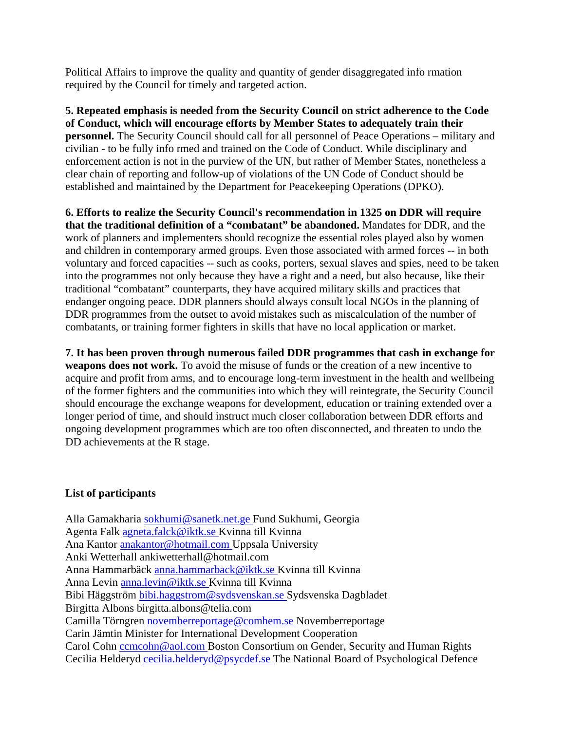Political Affairs to improve the quality and quantity of gender disaggregated info rmation required by the Council for timely and targeted action.

**5. Repeated emphasis is needed from the Security Council on strict adherence to the Code of Conduct, which will encourage efforts by Member States to adequately train their personnel.** The Security Council should call for all personnel of Peace Operations – military and civilian - to be fully info rmed and trained on the Code of Conduct. While disciplinary and enforcement action is not in the purview of the UN, but rather of Member States, nonetheless a clear chain of reporting and follow-up of violations of the UN Code of Conduct should be established and maintained by the Department for Peacekeeping Operations (DPKO).

**6. Efforts to realize the Security Council's recommendation in 1325 on DDR will require that the traditional definition of a "combatant" be abandoned.** Mandates for DDR, and the work of planners and implementers should recognize the essential roles played also by women and children in contemporary armed groups. Even those associated with armed forces -- in both voluntary and forced capacities -- such as cooks, porters, sexual slaves and spies, need to be taken into the programmes not only because they have a right and a need, but also because, like their traditional "combatant" counterparts, they have acquired military skills and practices that endanger ongoing peace. DDR planners should always consult local NGOs in the planning of DDR programmes from the outset to avoid mistakes such as miscalculation of the number of combatants, or training former fighters in skills that have no local application or market.

**7. It has been proven through numerous failed DDR programmes that cash in exchange for weapons does not work.** To avoid the misuse of funds or the creation of a new incentive to acquire and profit from arms, and to encourage long-term investment in the health and wellbeing of the former fighters and the communities into which they will reintegrate, the Security Council should encourage the exchange weapons for development, education or training extended over a longer period of time, and should instruct much closer collaboration between DDR efforts and ongoing development programmes which are too often disconnected, and threaten to undo the DD achievements at the R stage.

**List of participants**

Alla Gamakharia sokhumi@sanetk.net.ge Fund Sukhumi, Georgia
Agenta Falk agneta.falck@iktk.se Kvinna till Kvinna
Ana Kantor anakantor@hotmail.com Uppsala University
Anki Wetterhall ankiwetterhall@hotmail.com
Anna Hammarbäck anna.hammarback@iktk.se Kvinna till Kvinna
Anna Levin anna.levin@iktk.se Kvinna till Kvinna
Bibi Häggström bibi.haggstrom@sydsvenskan.se Sydsvenska Dagbladet
Birgitta Albons birgitta.albons@telia.com
Camilla Törngren novemberreportage@comhem.se Novemberreportage
Carin Jämtin Minister for International Development Cooperation
Carol Cohn ccmcohn@aol.com Boston Consortium on Gender, Security and Human Rights
Cecilia Helderyd cecilia.helderyd@psycdef.se The National Board of Psychological Defence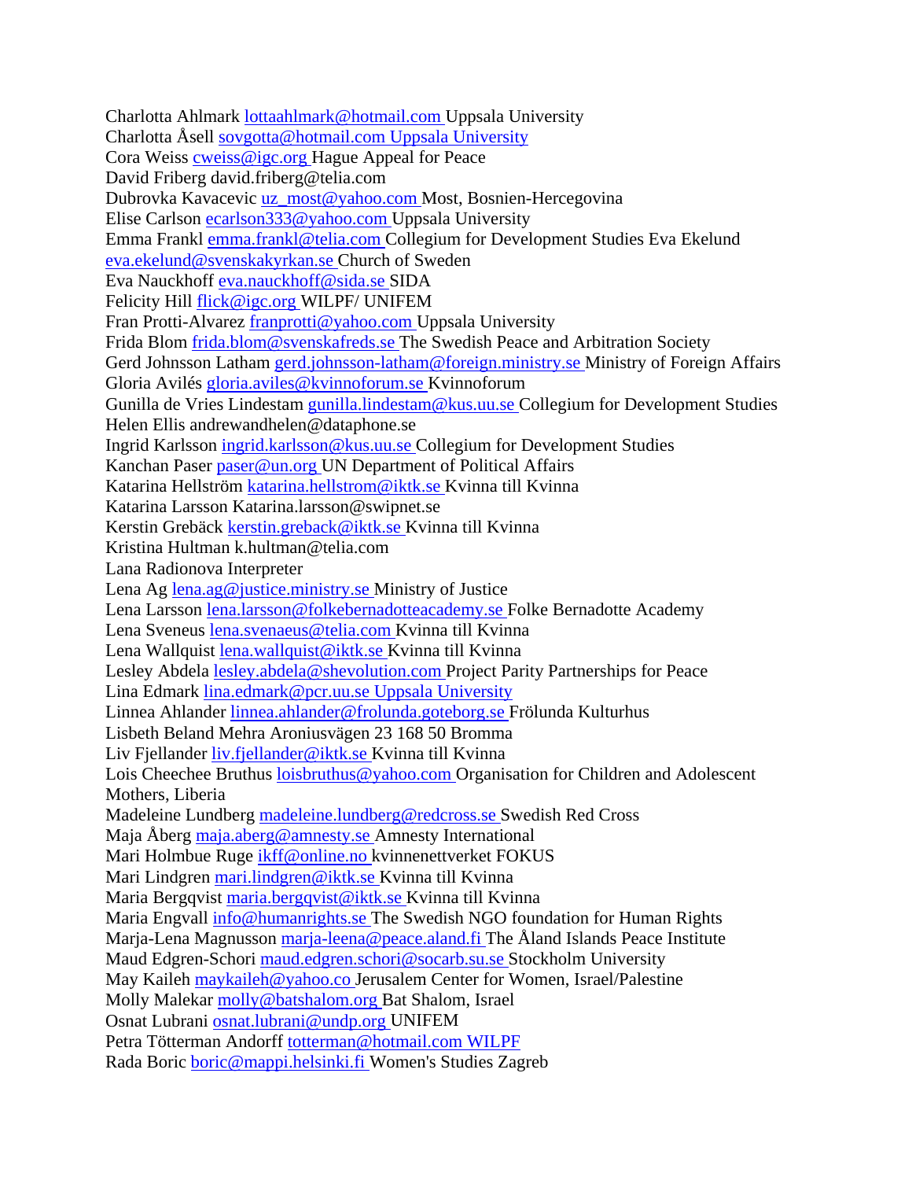Charlotta Ahlmark lottaahlmark@hotmail.com Uppsala University
Charlotta Åsell sovgotta@hotmail.com Uppsala University
Cora Weiss cweiss@igc.org Hague Appeal for Peace
David Friberg david.friberg@telia.com
Dubrovka Kavacevic uz_most@yahoo.com Most, Bosnien-Hercegovina
Elise Carlson ecarlson333@yahoo.com Uppsala University
Emma Frankl emma.frankl@telia.com Collegium for Development Studies Eva Ekelund eva.ekelund@svenskakyrkan.se Church of Sweden
Eva Nauckhoff eva.nauckhoff@sida.se SIDA
Felicity Hill flick@igc.org WILPF/ UNIFEM
Fran Protti-Alvarez franprotti@yahoo.com Uppsala University
Frida Blom frida.blom@svenskafreds.se The Swedish Peace and Arbitration Society
Gerd Johnsson Latham gerd.johnsson-latham@foreign.ministry.se Ministry of Foreign Affairs
Gloria Avilés gloria.aviles@kvinnoforum.se Kvinnoforum
Gunilla de Vries Lindestam gunilla.lindestam@kus.uu.se Collegium for Development Studies
Helen Ellis andrewandhelen@dataphone.se
Ingrid Karlsson ingrid.karlsson@kus.uu.se Collegium for Development Studies
Kanchan Paser paser@un.org UN Department of Political Affairs
Katarina Hellström katarina.hellstrom@iktk.se Kvinna till Kvinna
Katarina Larsson Katarina.larsson@swipnet.se
Kerstin Grebäck kerstin.greback@iktk.se Kvinna till Kvinna
Kristina Hultman k.hultman@telia.com
Lana Radionova Interpreter
Lena Ag lena.ag@justice.ministry.se Ministry of Justice
Lena Larsson lena.larsson@folkebernadotteacademy.se Folke Bernadotte Academy
Lena Sveneus lena.svenaeus@telia.com Kvinna till Kvinna
Lena Wallquist lena.wallquist@iktk.se Kvinna till Kvinna
Lesley Abdela lesley.abdela@shevolution.com Project Parity Partnerships for Peace
Lina Edmark lina.edmark@pcr.uu.se Uppsala University
Linnea Ahlander linnea.ahlander@frolunda.goteborg.se Frölunda Kulturhus
Lisbeth Beland Mehra Aroniusvägen 23 168 50 Bromma
Liv Fjellander liv.fjellander@iktk.se Kvinna till Kvinna
Lois Cheechee Bruthus loisbruthus@yahoo.com Organisation for Children and Adolescent Mothers, Liberia
Madeleine Lundberg madeleine.lundberg@redcross.se Swedish Red Cross
Maja Åberg maja.aberg@amnesty.se Amnesty International
Mari Holmbue Ruge ikff@online.no kvinnenettverket FOKUS
Mari Lindgren mari.lindgren@iktk.se Kvinna till Kvinna
Maria Bergqvist maria.bergqvist@iktk.se Kvinna till Kvinna
Maria Engvall info@humanrights.se The Swedish NGO foundation for Human Rights
Marja-Lena Magnusson marja-leena@peace.aland.fi The Åland Islands Peace Institute
Maud Edgren-Schori maud.edgren.schori@socarb.su.se Stockholm University
May Kaileh maykaileh@yahoo.co Jerusalem Center for Women, Israel/Palestine
Molly Malekar molly@batshalom.org Bat Shalom, Israel
Osnat Lubrani osnat.lubrani@undp.org UNIFEM
Petra Tötterman Andorff totterman@hotmail.com WILPF
Rada Boric boric@mappi.helsinki.fi Women's Studies Zagreb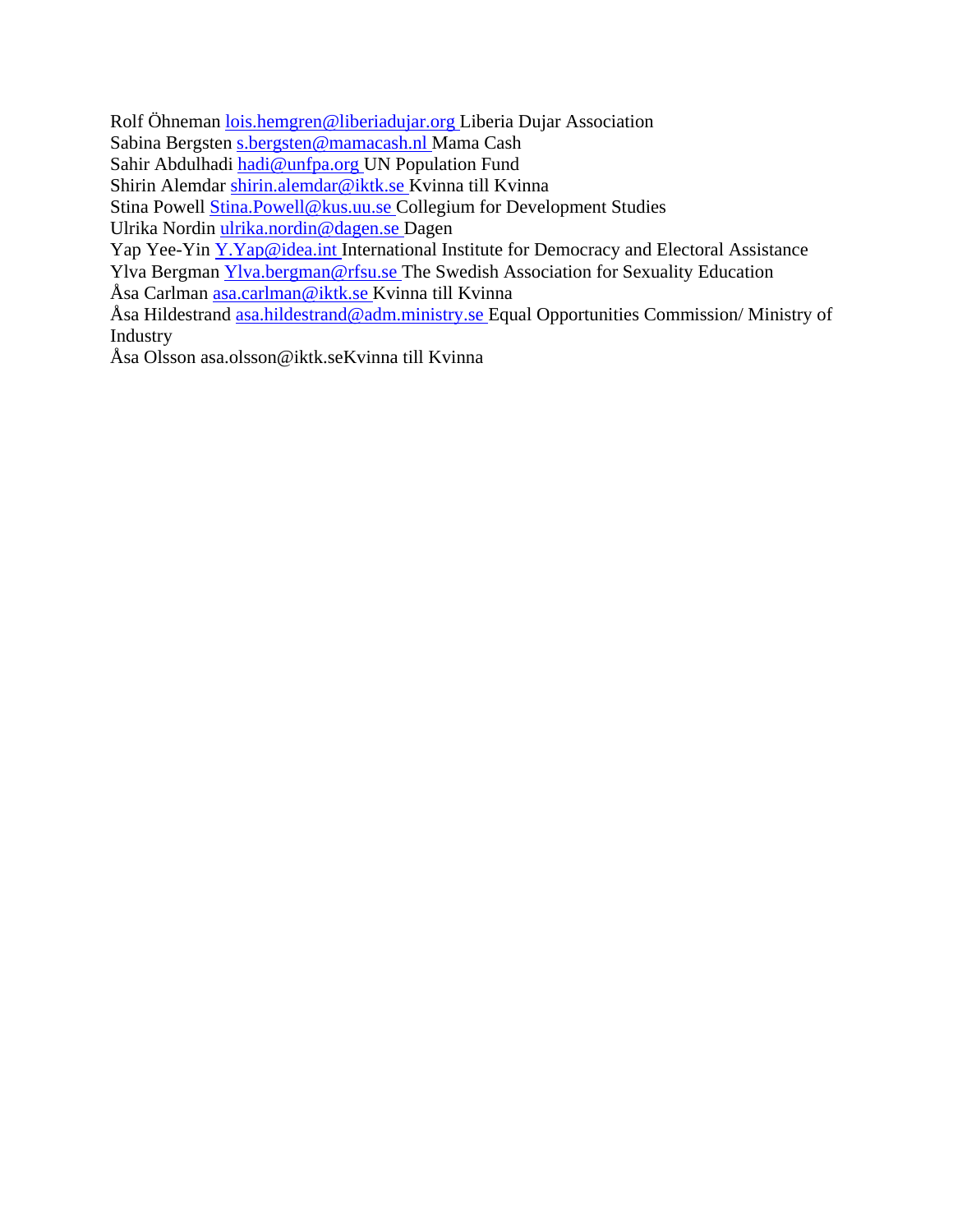Rolf Öhneman lois.hemgren@liberiadujar.org Liberia Dujar Association
Sabina Bergsten s.bergsten@mamacash.nl Mama Cash
Sahir Abdulhadi hadi@unfpa.org UN Population Fund
Shirin Alemdar shirin.alemdar@iktk.se Kvinna till Kvinna
Stina Powell Stina.Powell@kus.uu.se Collegium for Development Studies
Ulrika Nordin ulrika.nordin@dagen.se Dagen
Yap Yee-Yin Y.Yap@idea.int International Institute for Democracy and Electoral Assistance
Ylva Bergman Ylva.bergman@rfsu.se The Swedish Association for Sexuality Education
Åsa Carlman asa.carlman@iktk.se Kvinna till Kvinna
Åsa Hildestrand asa.hildestrand@adm.ministry.se Equal Opportunities Commission/ Ministry of Industry
Åsa Olsson asa.olsson@iktk.seKvinna till Kvinna